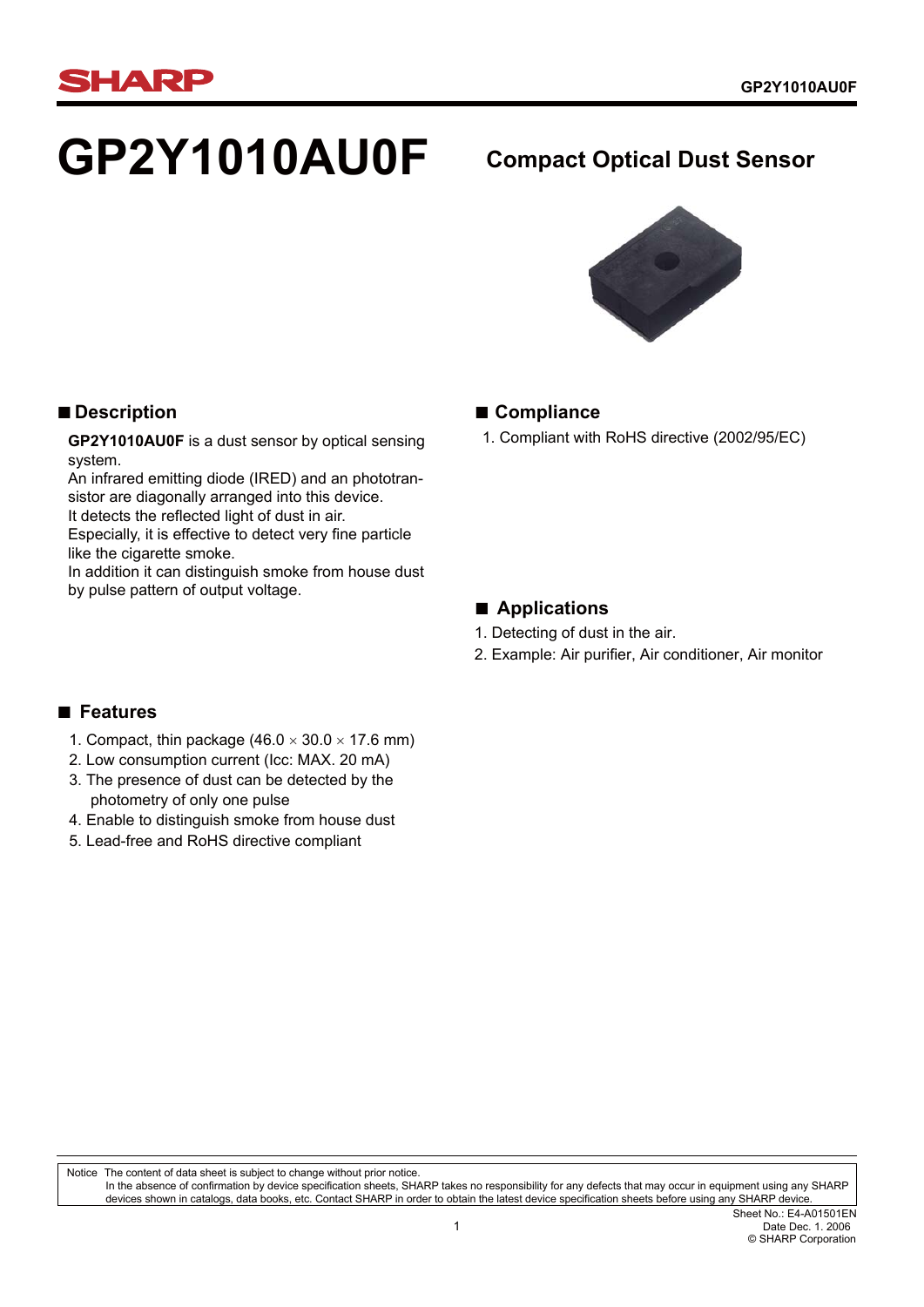# GP2Y1010AU0F

## Compact Optical Dust Sensor

## ■ Description

**GP2Y1010AU0F** is a dust sensor by optical sensing system.
An infrared emitting diode (IRED) and an phototransistor are diagonally arranged into this device.
It detects the reflected light of dust in air.
Especially, it is effective to detect very fine particle like the cigarette smoke.
In addition it can distinguish smoke from house dust by pulse pattern of output voltage.

## ■ Features

1. Compact, thin package (46.0 × 30.0 × 17.6 mm)
2. Low consumption current (Icc: MAX. 20 mA)
3. The presence of dust can be detected by the photometry of only one pulse
4. Enable to distinguish smoke from house dust
5. Lead-free and RoHS directive compliant

## ■ Compliance

1. Compliant with RoHS directive (2002/95/EC)

## ■ Applications

1. Detecting of dust in the air.
2. Example: Air purifier, Air conditioner, Air monitor

Notice The content of data sheet is subject to change without prior notice.
In the absence of confirmation by device specification sheets, SHARP takes no responsibility for any defects that may occur in equipment using any SHARP devices shown in catalogs, data books, etc. Contact SHARP in order to obtain the latest device specification sheets before using any SHARP device.

Sheet No.: E4-A01501EN
Date Dec. 1. 2006
© SHARP Corporation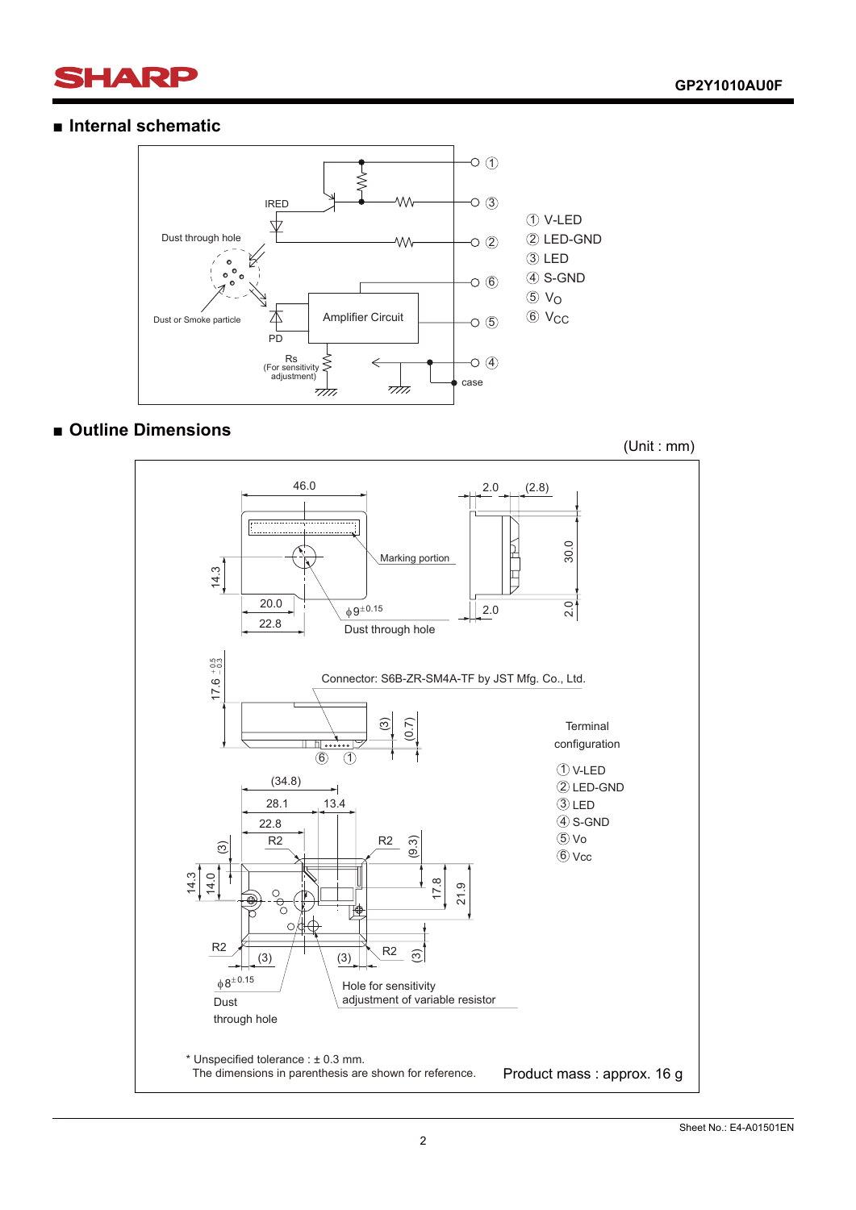## ■ Internal schematic

Dust through hole

IRED

Dust or Smoke particle

PD

Amplifier Circuit

Rs
(For sensitivity adjustment)

case

① V-LED
② LED-GND
③ LED
④ S-GND
⑤ $V_O$
⑥ $V_{CC}$

## ■ Outline Dimensions

(Unit : mm)

46.0

2.0 (2.8)

Marking portion

30.0

14.3

20.0

22.8

$\phi 9^{\pm 0.15}$

Dust through hole

2.0

2.0

$17.6^{+0.5}_{-0.3}$

Connector: S6B-ZR-SM4A-TF by JST Mfg. Co., Ltd.

(3) (0.7)

⑥ ①

Terminal configuration

① V-LED
② LED-GND
③ LED
④ S-GND
⑤ Vo
⑥ Vcc

(34.8)

28.1 13.4

22.8

R2 R2

(3) (9.3)

14.3 14.0

17.8 21.9

R2 (3) (3) R2 (3)

$\phi 8^{\pm 0.15}$

Dust through hole

Hole for sensitivity adjustment of variable resistor

\* Unspecified tolerance : ± 0.3 mm.
The dimensions in parenthesis are shown for reference.

Product mass : approx. 16 g

Sheet No.: E4-A01501EN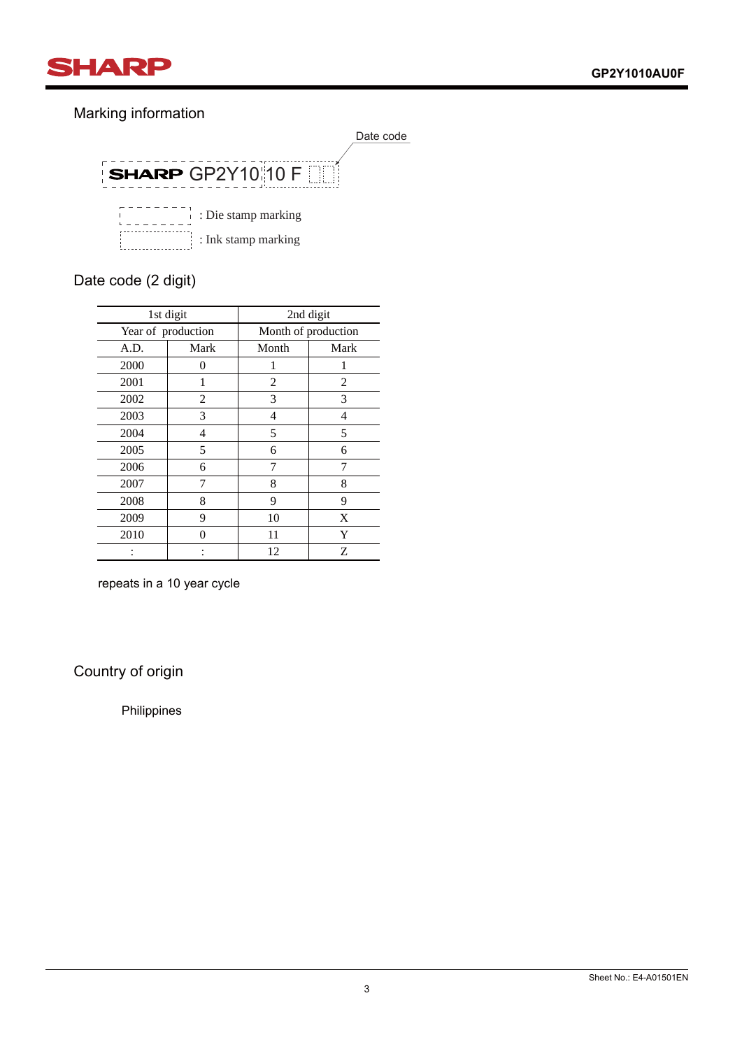## Marking information

Date code

SHARP GP2Y10 10 F □□

: Die stamp marking

: Ink stamp marking

## Date code (2 digit)

| 1st digit | | 2nd digit | |
|---|---|---|---|
| Year of production | | Month of production | |
| A.D. | Mark | Month | Mark |
| 2000 | 0 | 1 | 1 |
| 2001 | 1 | 2 | 2 |
| 2002 | 2 | 3 | 3 |
| 2003 | 3 | 4 | 4 |
| 2004 | 4 | 5 | 5 |
| 2005 | 5 | 6 | 6 |
| 2006 | 6 | 7 | 7 |
| 2007 | 7 | 8 | 8 |
| 2008 | 8 | 9 | 9 |
| 2009 | 9 | 10 | X |
| 2010 | 0 | 11 | Y |
| : | : | 12 | Z |

repeats in a 10 year cycle

## Country of origin

Philippines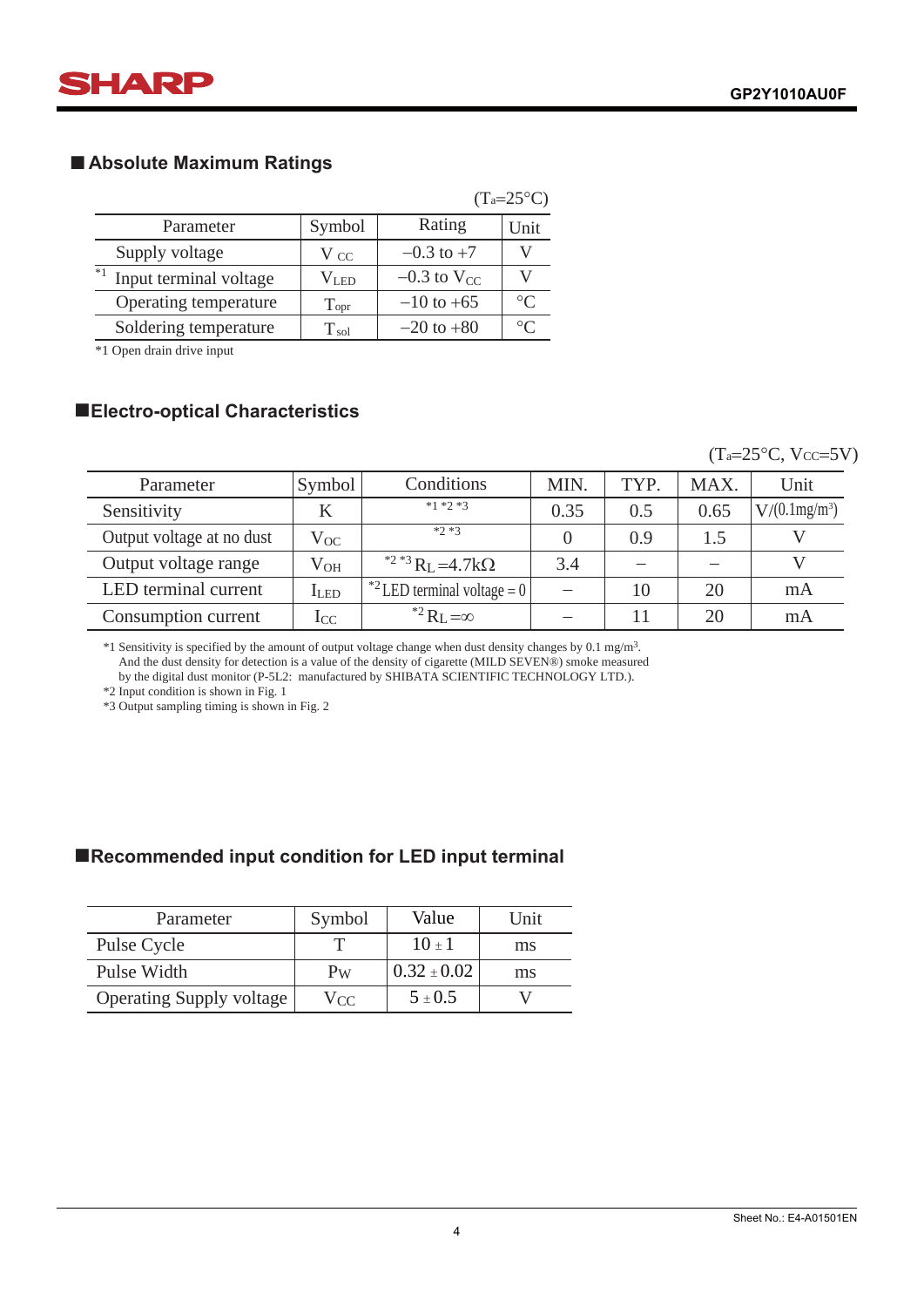## ■ Absolute Maximum Ratings

($T_a$=25°C)

| Parameter | Symbol | Rating | Unit |
|---|---|---|---|
| Supply voltage | $V_{CC}$ | –0.3 to +7 | V |
| *1 Input terminal voltage | $V_{LED}$ | –0.3 to $V_{CC}$ | V |
| Operating temperature | $T_{opr}$ | –10 to +65 | °C |
| Soldering temperature | $T_{sol}$ | –20 to +80 | °C |

*1 Open drain drive input

## ■ Electro-optical Characteristics

($T_a$=25°C, $V_{CC}$=5V)

| Parameter | Symbol | Conditions | MIN. | TYP. | MAX. | Unit |
|---|---|---|---|---|---|---|
| Sensitivity | K | *1 *2 *3 | 0.35 | 0.5 | 0.65 | V/(0.1mg/m$^3$) |
| Output voltage at no dust | $V_{OC}$ | *2 *3 | 0 | 0.9 | 1.5 | V |
| Output voltage range | $V_{OH}$ | *2 *3 $R_L$=4.7kΩ | 3.4 | – | – | V |
| LED terminal current | $I_{LED}$ | *2 LED terminal voltage = 0 | – | 10 | 20 | mA |
| Consumption current | $I_{CC}$ | *2 $R_L$=∞ | – | 11 | 20 | mA |

*1 Sensitivity is specified by the amount of output voltage change when dust density changes by 0.1 mg/m$^3$.
And the dust density for detection is a value of the density of cigarette (MILD SEVEN®) smoke measured by the digital dust monitor (P-5L2: manufactured by SHIBATA SCIENTIFIC TECHNOLOGY LTD.).
*2 Input condition is shown in Fig. 1
*3 Output sampling timing is shown in Fig. 2

## ■ Recommended input condition for LED input terminal

| Parameter | Symbol | Value | Unit |
|---|---|---|---|
| Pulse Cycle | T | 10 ± 1 | ms |
| Pulse Width | $P_W$ | 0.32 ± 0.02 | ms |
| Operating Supply voltage | $V_{CC}$ | 5 ± 0.5 | V |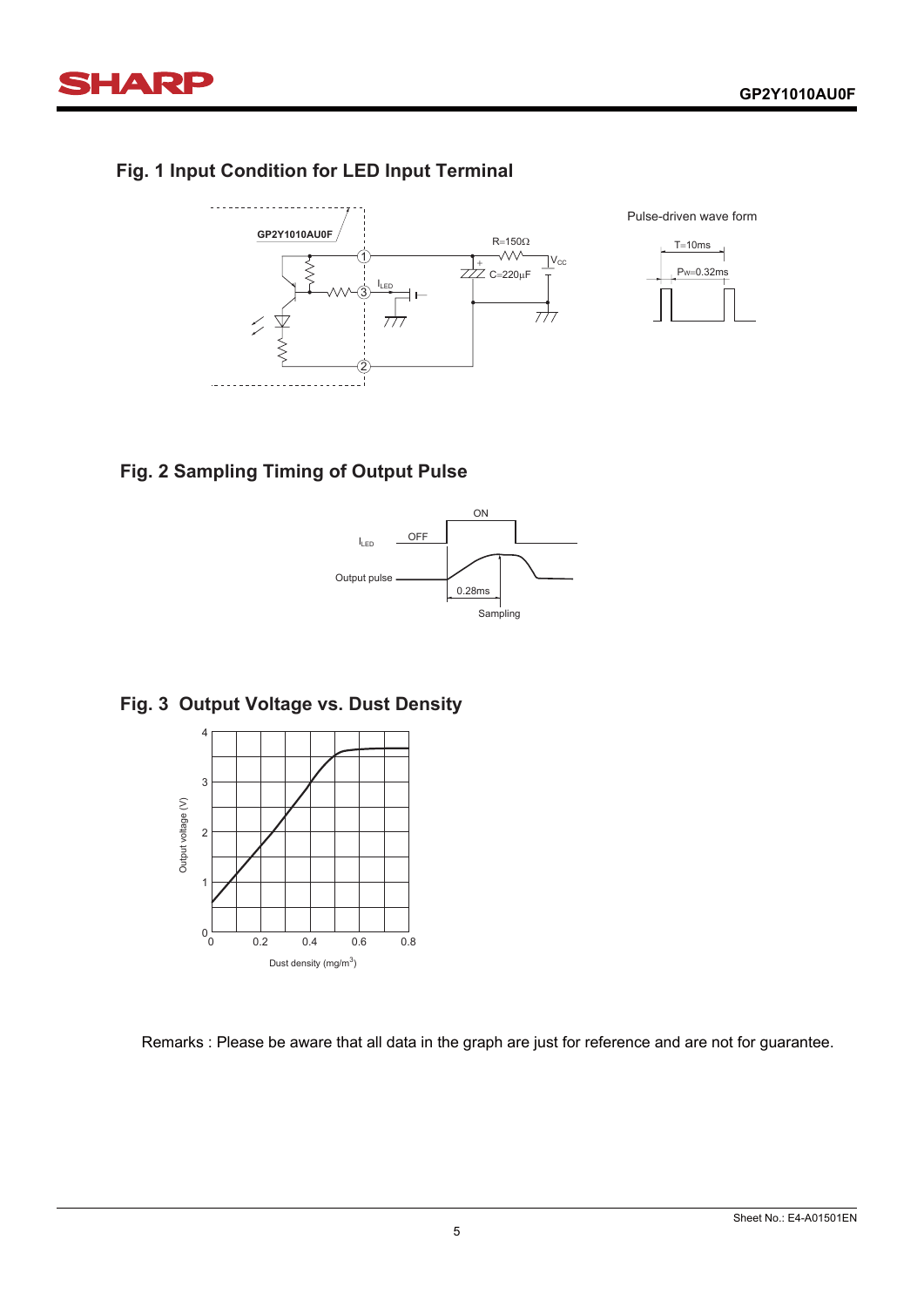## Fig. 1 Input Condition for LED Input Terminal

## Fig. 2 Sampling Timing of Output Pulse

## Fig. 3 Output Voltage vs. Dust Density

Remarks : Please be aware that all data in the graph are just for reference and are not for guarantee.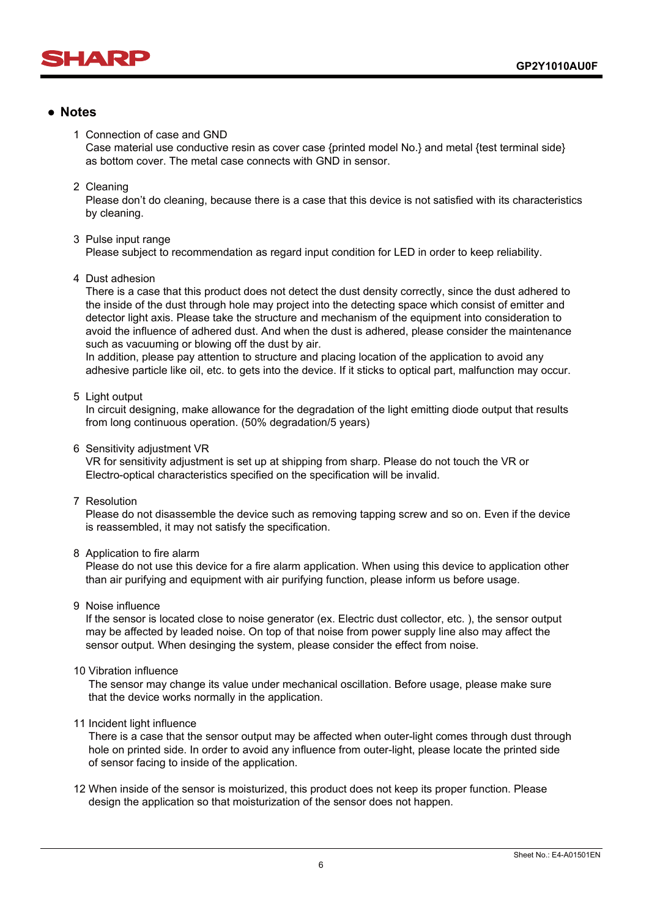## ● Notes

1 Connection of case and GND
Case material use conductive resin as cover case {printed model No.} and metal {test terminal side} as bottom cover. The metal case connects with GND in sensor.

2 Cleaning
Please don't do cleaning, because there is a case that this device is not satisfied with its characteristics by cleaning.

3 Pulse input range
Please subject to recommendation as regard input condition for LED in order to keep reliability.

4 Dust adhesion
There is a case that this product does not detect the dust density correctly, since the dust adhered to the inside of the dust through hole may project into the detecting space which consist of emitter and detector light axis. Please take the structure and mechanism of the equipment into consideration to avoid the influence of adhered dust. And when the dust is adhered, please consider the maintenance such as vacuuming or blowing off the dust by air.
In addition, please pay attention to structure and placing location of the application to avoid any adhesive particle like oil, etc. to gets into the device. If it sticks to optical part, malfunction may occur.

5 Light output
In circuit designing, make allowance for the degradation of the light emitting diode output that results from long continuous operation. (50% degradation/5 years)

6 Sensitivity adjustment VR
VR for sensitivity adjustment is set up at shipping from sharp. Please do not touch the VR or Electro-optical characteristics specified on the specification will be invalid.

7 Resolution
Please do not disassemble the device such as removing tapping screw and so on. Even if the device is reassembled, it may not satisfy the specification.

8 Application to fire alarm
Please do not use this device for a fire alarm application. When using this device to application other than air purifying and equipment with air purifying function, please inform us before usage.

9 Noise influence
If the sensor is located close to noise generator (ex. Electric dust collector, etc. ), the sensor output may be affected by leaded noise. On top of that noise from power supply line also may affect the sensor output. When desinging the system, please consider the effect from noise.

10 Vibration influence
The sensor may change its value under mechanical oscillation. Before usage, please make sure that the device works normally in the application.

11 Incident light influence
There is a case that the sensor output may be affected when outer-light comes through dust through hole on printed side. In order to avoid any influence from outer-light, please locate the printed side of sensor facing to inside of the application.

12 When inside of the sensor is moisturized, this product does not keep its proper function. Please design the application so that moisturization of the sensor does not happen.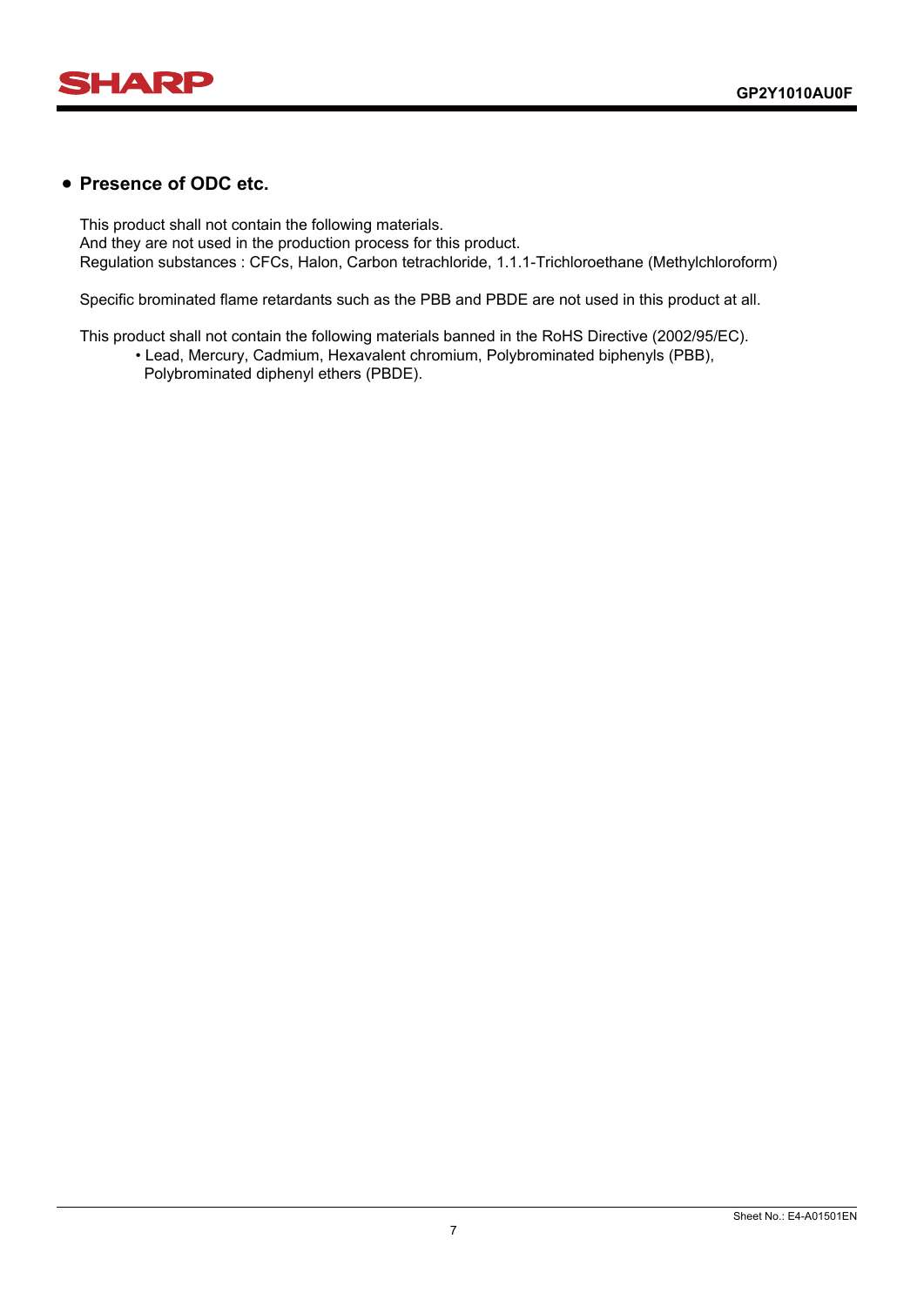## • Presence of ODC etc.

This product shall not contain the following materials.
And they are not used in the production process for this product.
Regulation substances : CFCs, Halon, Carbon tetrachloride, 1.1.1-Trichloroethane (Methylchloroform)

Specific brominated flame retardants such as the PBB and PBDE are not used in this product at all.

This product shall not contain the following materials banned in the RoHS Directive (2002/95/EC).

- Lead, Mercury, Cadmium, Hexavalent chromium, Polybrominated biphenyls (PBB), Polybrominated diphenyl ethers (PBDE).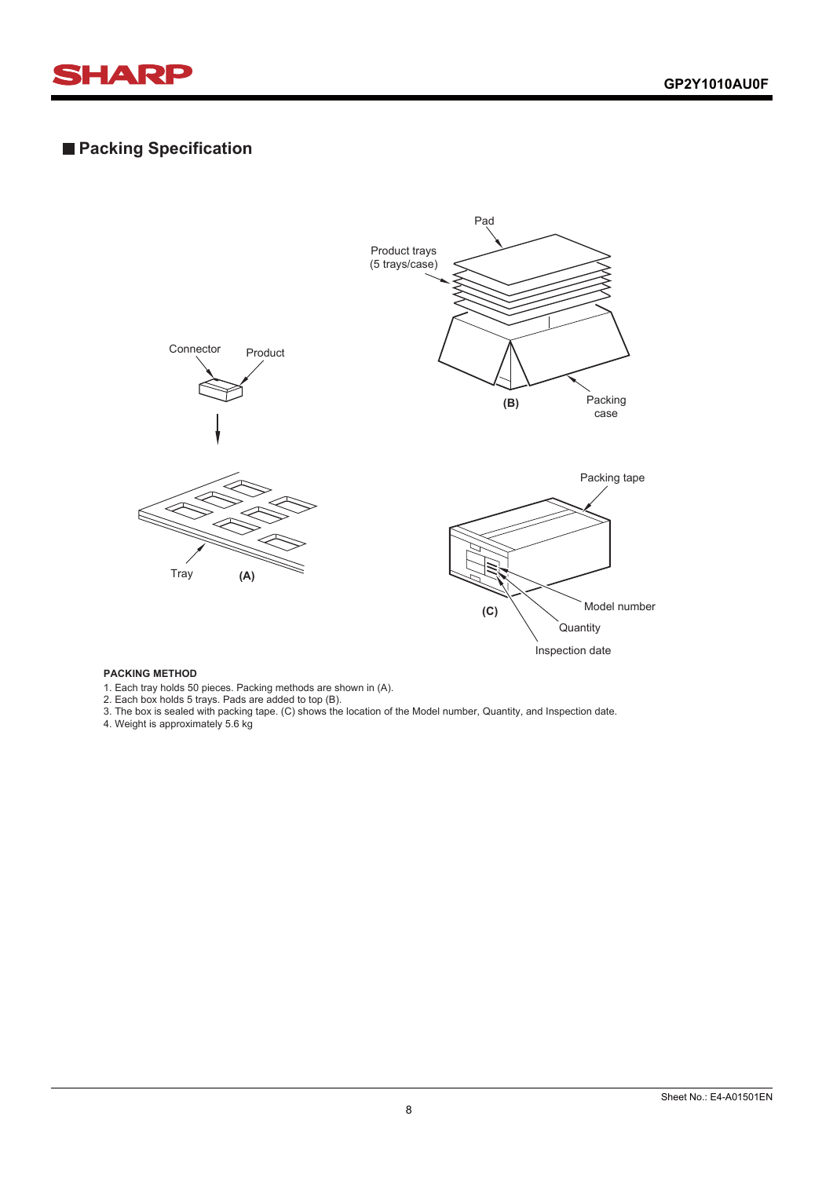## Packing Specification

**PACKING METHOD**

1. Each tray holds 50 pieces. Packing methods are shown in (A).
2. Each box holds 5 trays. Pads are added to top (B).
3. The box is sealed with packing tape. (C) shows the location of the Model number, Quantity, and Inspection date.
4. Weight is approximately 5.6 kg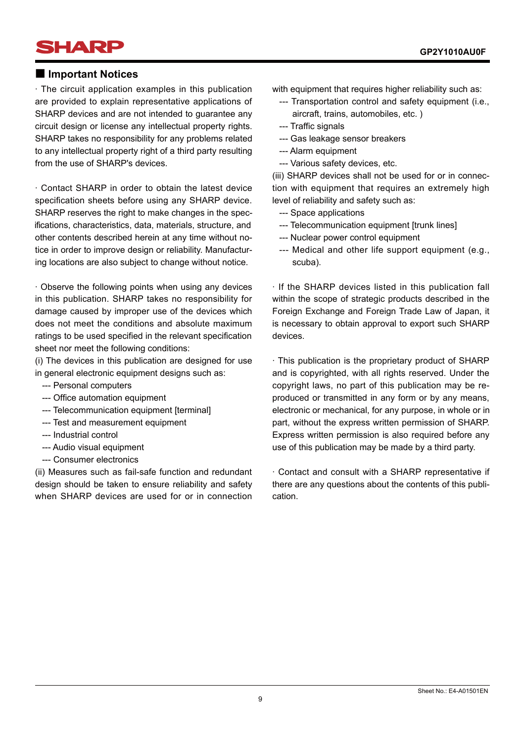## Important Notices

· The circuit application examples in this publication are provided to explain representative applications of SHARP devices and are not intended to guarantee any circuit design or license any intellectual property rights. SHARP takes no responsibility for any problems related to any intellectual property right of a third party resulting from the use of SHARP's devices.

· Contact SHARP in order to obtain the latest device specification sheets before using any SHARP device. SHARP reserves the right to make changes in the specifications, characteristics, data, materials, structure, and other contents described herein at any time without notice in order to improve design or reliability. Manufacturing locations are also subject to change without notice.

· Observe the following points when using any devices in this publication. SHARP takes no responsibility for damage caused by improper use of the devices which does not meet the conditions and absolute maximum ratings to be used specified in the relevant specification sheet nor meet the following conditions:

(i) The devices in this publication are designed for use in general electronic equipment designs such as:

--- Personal computers
--- Office automation equipment
--- Telecommunication equipment [terminal]
--- Test and measurement equipment
--- Industrial control
--- Audio visual equipment
--- Consumer electronics

(ii) Measures such as fail-safe function and redundant design should be taken to ensure reliability and safety when SHARP devices are used for or in connection with equipment that requires higher reliability such as:

--- Transportation control and safety equipment (i.e., aircraft, trains, automobiles, etc. )
--- Traffic signals
--- Gas leakage sensor breakers
--- Alarm equipment
--- Various safety devices, etc.

(iii) SHARP devices shall not be used for or in connection with equipment that requires an extremely high level of reliability and safety such as:

--- Space applications
--- Telecommunication equipment [trunk lines]
--- Nuclear power control equipment
--- Medical and other life support equipment (e.g., scuba).

· If the SHARP devices listed in this publication fall within the scope of strategic products described in the Foreign Exchange and Foreign Trade Law of Japan, it is necessary to obtain approval to export such SHARP devices.

· This publication is the proprietary product of SHARP and is copyrighted, with all rights reserved. Under the copyright laws, no part of this publication may be reproduced or transmitted in any form or by any means, electronic or mechanical, for any purpose, in whole or in part, without the express written permission of SHARP. Express written permission is also required before any use of this publication may be made by a third party.

· Contact and consult with a SHARP representative if there are any questions about the contents of this publication.